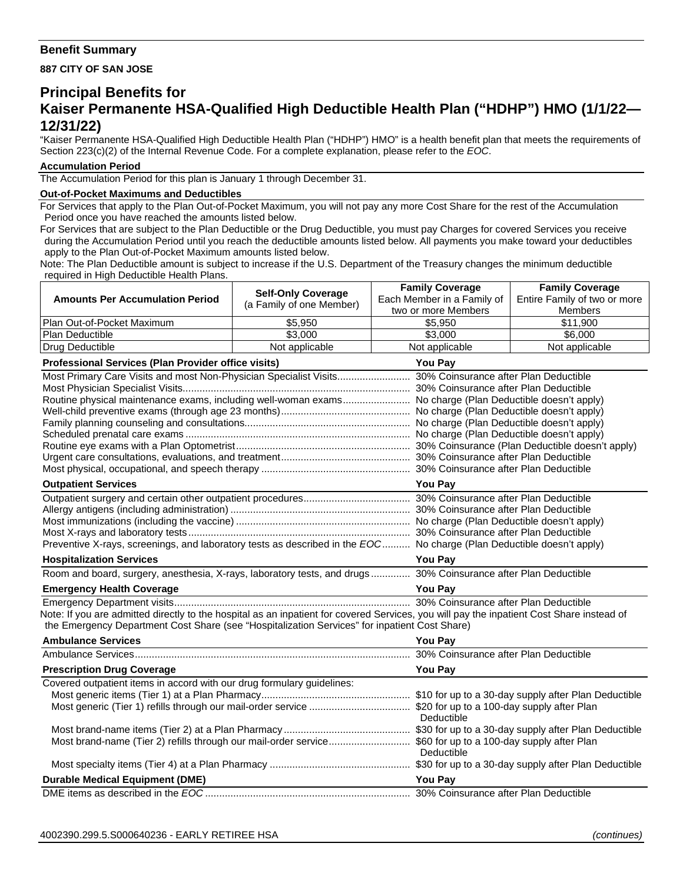**Benefit Summary**

**887 CITY OF SAN JOSE**

# Principal Benefits for Kaiser Permanente HSA-Qualified High Deductible Health Plan ("HDHP") HMO (1/1/22—12/31/22)

"Kaiser Permanente HSA-Qualified High Deductible Health Plan ("HDHP") HMO" is a health benefit plan that meets the requirements of Section 223(c)(2) of the Internal Revenue Code. For a complete explanation, please refer to the *EOC*.

**Accumulation Period**

The Accumulation Period for this plan is January 1 through December 31.

**Out-of-Pocket Maximums and Deductibles**

For Services that apply to the Plan Out-of-Pocket Maximum, you will not pay any more Cost Share for the rest of the Accumulation Period once you have reached the amounts listed below.

For Services that are subject to the Plan Deductible or the Drug Deductible, you must pay Charges for covered Services you receive during the Accumulation Period until you reach the deductible amounts listed below. All payments you make toward your deductibles apply to the Plan Out-of-Pocket Maximum amounts listed below.

Note: The Plan Deductible amount is subject to increase if the U.S. Department of the Treasury changes the minimum deductible required in High Deductible Health Plans.

| Amounts Per Accumulation Period | Self-Only Coverage (a Family of one Member) | Family Coverage Each Member in a Family of two or more Members | Family Coverage Entire Family of two or more Members |
|---|---|---|---|
| Plan Out-of-Pocket Maximum | $5,950 | $5,950 | $11,900 |
| Plan Deductible | $3,000 | $3,000 | $6,000 |
| Drug Deductible | Not applicable | Not applicable | Not applicable |

| Professional Services (Plan Provider office visits) | You Pay |
|---|---|
| Most Primary Care Visits and most Non-Physician Specialist Visits | 30% Coinsurance after Plan Deductible |
| Most Physician Specialist Visits | 30% Coinsurance after Plan Deductible |
| Routine physical maintenance exams, including well-woman exams | No charge (Plan Deductible doesn't apply) |
| Well-child preventive exams (through age 23 months) | No charge (Plan Deductible doesn't apply) |
| Family planning counseling and consultations | No charge (Plan Deductible doesn't apply) |
| Scheduled prenatal care exams | No charge (Plan Deductible doesn't apply) |
| Routine eye exams with a Plan Optometrist | 30% Coinsurance (Plan Deductible doesn't apply) |
| Urgent care consultations, evaluations, and treatment | 30% Coinsurance after Plan Deductible |
| Most physical, occupational, and speech therapy | 30% Coinsurance after Plan Deductible |

| Outpatient Services | You Pay |
|---|---|
| Outpatient surgery and certain other outpatient procedures | 30% Coinsurance after Plan Deductible |
| Allergy antigens (including administration) | 30% Coinsurance after Plan Deductible |
| Most immunizations (including the vaccine) | No charge (Plan Deductible doesn't apply) |
| Most X-rays and laboratory tests | 30% Coinsurance after Plan Deductible |
| Preventive X-rays, screenings, and laboratory tests as described in the *EOC* | No charge (Plan Deductible doesn't apply) |

| Hospitalization Services | You Pay |
|---|---|
| Room and board, surgery, anesthesia, X-rays, laboratory tests, and drugs | 30% Coinsurance after Plan Deductible |

| Emergency Health Coverage | You Pay |
|---|---|
| Emergency Department visits | 30% Coinsurance after Plan Deductible |

Note: If you are admitted directly to the hospital as an inpatient for covered Services, you will pay the inpatient Cost Share instead of the Emergency Department Cost Share (see "Hospitalization Services" for inpatient Cost Share)

| Ambulance Services | You Pay |
|---|---|
| Ambulance Services | 30% Coinsurance after Plan Deductible |

| Prescription Drug Coverage | You Pay |
|---|---|
| Covered outpatient items in accord with our drug formulary guidelines: | |
| Most generic items (Tier 1) at a Plan Pharmacy | $10 for up to a 30-day supply after Plan Deductible |
| Most generic (Tier 1) refills through our mail-order service | $20 for up to a 100-day supply after Plan Deductible |
| Most brand-name items (Tier 2) at a Plan Pharmacy | $30 for up to a 30-day supply after Plan Deductible |
| Most brand-name (Tier 2) refills through our mail-order service | $60 for up to a 100-day supply after Plan Deductible |
| Most specialty items (Tier 4) at a Plan Pharmacy | $30 for up to a 30-day supply after Plan Deductible |

| Durable Medical Equipment (DME) | You Pay |
|---|---|
| DME items as described in the *EOC* | 30% Coinsurance after Plan Deductible |

4002390.299.5.S000640236 - EARLY RETIREE HSA *(continues)*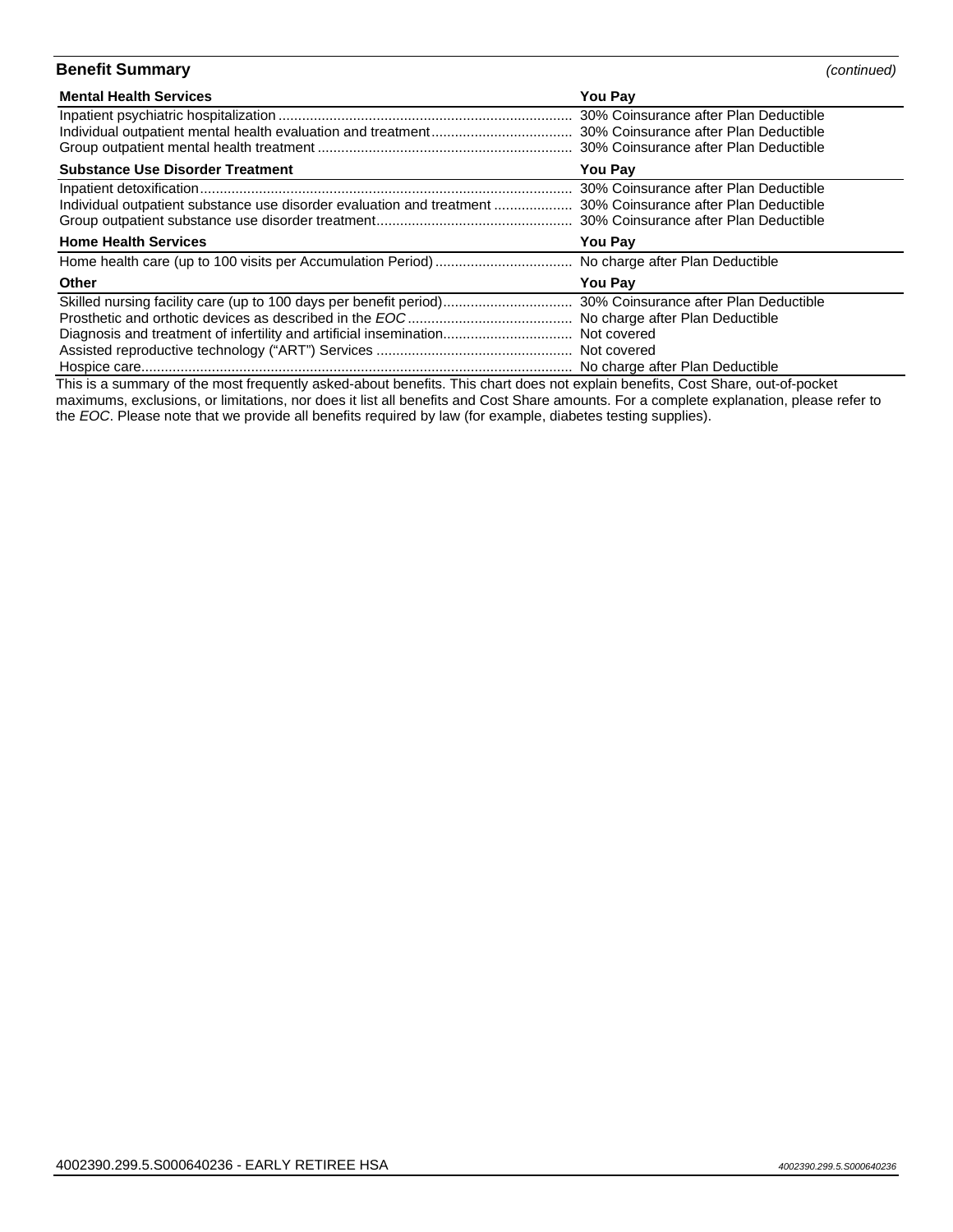## Benefit Summary *(continued)*

| Mental Health Services | You Pay |
|---|---|
| Inpatient psychiatric hospitalization | 30% Coinsurance after Plan Deductible |
| Individual outpatient mental health evaluation and treatment | 30% Coinsurance after Plan Deductible |
| Group outpatient mental health treatment | 30% Coinsurance after Plan Deductible |
| **Substance Use Disorder Treatment** | **You Pay** |
| Inpatient detoxification | 30% Coinsurance after Plan Deductible |
| Individual outpatient substance use disorder evaluation and treatment | 30% Coinsurance after Plan Deductible |
| Group outpatient substance use disorder treatment | 30% Coinsurance after Plan Deductible |
| **Home Health Services** | **You Pay** |
| Home health care (up to 100 visits per Accumulation Period) | No charge after Plan Deductible |
| **Other** | **You Pay** |
| Skilled nursing facility care (up to 100 days per benefit period) | 30% Coinsurance after Plan Deductible |
| Prosthetic and orthotic devices as described in the *EOC* | No charge after Plan Deductible |
| Diagnosis and treatment of infertility and artificial insemination | Not covered |
| Assisted reproductive technology ("ART") Services | Not covered |
| Hospice care | No charge after Plan Deductible |

This is a summary of the most frequently asked-about benefits. This chart does not explain benefits, Cost Share, out-of-pocket maximums, exclusions, or limitations, nor does it list all benefits and Cost Share amounts. For a complete explanation, please refer to the *EOC*. Please note that we provide all benefits required by law (for example, diabetes testing supplies).

4002390.299.5.S000640236 - EARLY RETIREE HSA